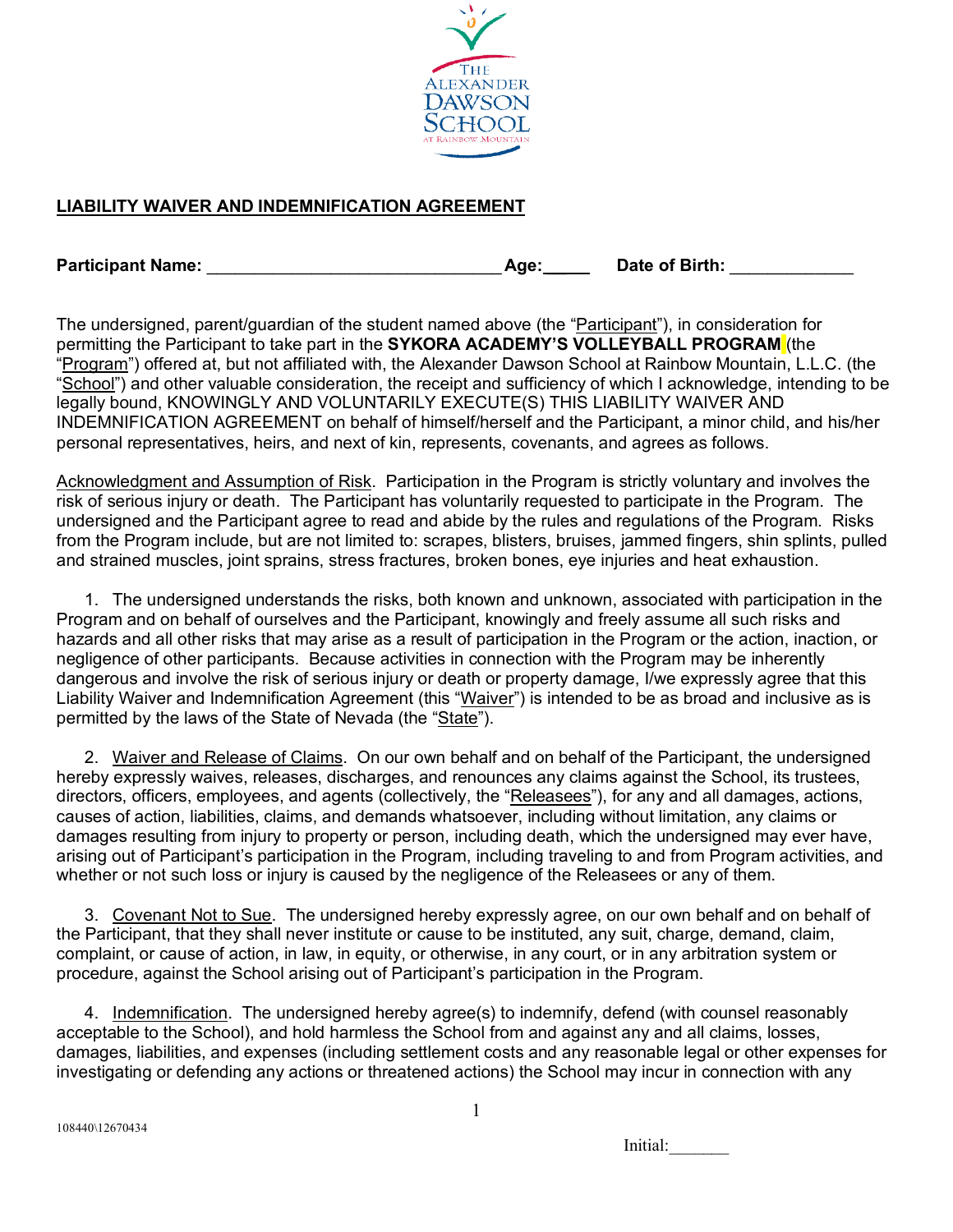THE ALEXANDER DAWSON SCHOOL AT RAINBOW MOUNTAIN

**LIABILITY WAIVER AND INDEMNIFICATION AGREEMENT**

**Participant Name:** ______________________________ **Age:**_____ **Date of Birth:** _____________

The undersigned, parent/guardian of the student named above (the "Participant"), in consideration for permitting the Participant to take part in the **SYKORA ACADEMY'S VOLLEYBALL PROGRAM** (the "Program") offered at, but not affiliated with, the Alexander Dawson School at Rainbow Mountain, L.L.C. (the "School") and other valuable consideration, the receipt and sufficiency of which I acknowledge, intending to be legally bound, KNOWINGLY AND VOLUNTARILY EXECUTE(S) THIS LIABILITY WAIVER AND INDEMNIFICATION AGREEMENT on behalf of himself/herself and the Participant, a minor child, and his/her personal representatives, heirs, and next of kin, represents, covenants, and agrees as follows.

Acknowledgment and Assumption of Risk. Participation in the Program is strictly voluntary and involves the risk of serious injury or death. The Participant has voluntarily requested to participate in the Program. The undersigned and the Participant agree to read and abide by the rules and regulations of the Program. Risks from the Program include, but are not limited to: scrapes, blisters, bruises, jammed fingers, shin splints, pulled and strained muscles, joint sprains, stress fractures, broken bones, eye injuries and heat exhaustion.

1. The undersigned understands the risks, both known and unknown, associated with participation in the Program and on behalf of ourselves and the Participant, knowingly and freely assume all such risks and hazards and all other risks that may arise as a result of participation in the Program or the action, inaction, or negligence of other participants. Because activities in connection with the Program may be inherently dangerous and involve the risk of serious injury or death or property damage, I/we expressly agree that this Liability Waiver and Indemnification Agreement (this "Waiver") is intended to be as broad and inclusive as is permitted by the laws of the State of Nevada (the "State").

2. Waiver and Release of Claims. On our own behalf and on behalf of the Participant, the undersigned hereby expressly waives, releases, discharges, and renounces any claims against the School, its trustees, directors, officers, employees, and agents (collectively, the "Releasees"), for any and all damages, actions, causes of action, liabilities, claims, and demands whatsoever, including without limitation, any claims or damages resulting from injury to property or person, including death, which the undersigned may ever have, arising out of Participant's participation in the Program, including traveling to and from Program activities, and whether or not such loss or injury is caused by the negligence of the Releasees or any of them.

3. Covenant Not to Sue. The undersigned hereby expressly agree, on our own behalf and on behalf of the Participant, that they shall never institute or cause to be instituted, any suit, charge, demand, claim, complaint, or cause of action, in law, in equity, or otherwise, in any court, or in any arbitration system or procedure, against the School arising out of Participant's participation in the Program.

4. Indemnification. The undersigned hereby agree(s) to indemnify, defend (with counsel reasonably acceptable to the School), and hold harmless the School from and against any and all claims, losses, damages, liabilities, and expenses (including settlement costs and any reasonable legal or other expenses for investigating or defending any actions or threatened actions) the School may incur in connection with any

108440\12670434

Initial:_______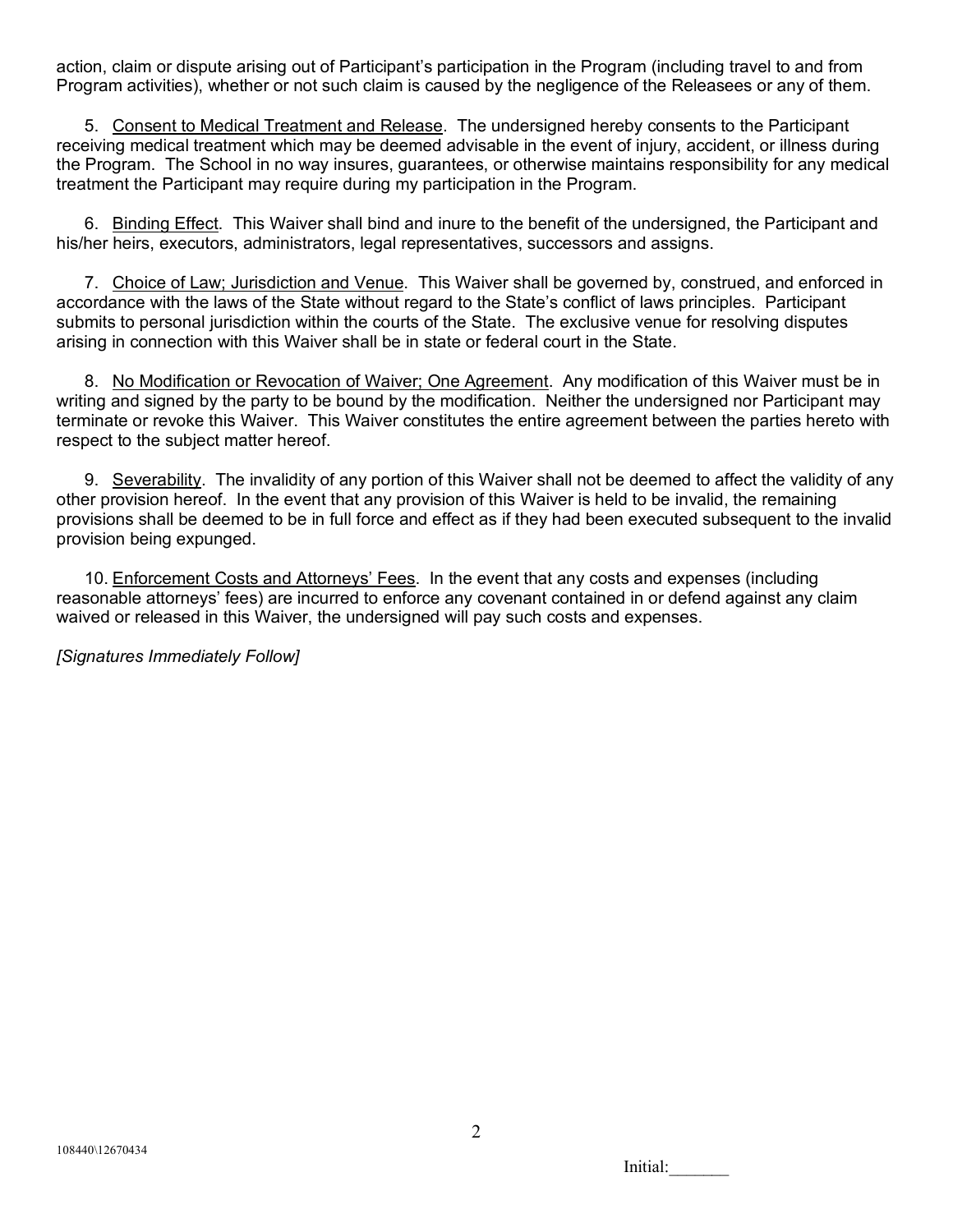action, claim or dispute arising out of Participant's participation in the Program (including travel to and from Program activities), whether or not such claim is caused by the negligence of the Releasees or any of them.

5. Consent to Medical Treatment and Release. The undersigned hereby consents to the Participant receiving medical treatment which may be deemed advisable in the event of injury, accident, or illness during the Program. The School in no way insures, guarantees, or otherwise maintains responsibility for any medical treatment the Participant may require during my participation in the Program.

6. Binding Effect. This Waiver shall bind and inure to the benefit of the undersigned, the Participant and his/her heirs, executors, administrators, legal representatives, successors and assigns.

7. Choice of Law; Jurisdiction and Venue. This Waiver shall be governed by, construed, and enforced in accordance with the laws of the State without regard to the State's conflict of laws principles. Participant submits to personal jurisdiction within the courts of the State. The exclusive venue for resolving disputes arising in connection with this Waiver shall be in state or federal court in the State.

8. No Modification or Revocation of Waiver; One Agreement. Any modification of this Waiver must be in writing and signed by the party to be bound by the modification. Neither the undersigned nor Participant may terminate or revoke this Waiver. This Waiver constitutes the entire agreement between the parties hereto with respect to the subject matter hereof.

9. Severability. The invalidity of any portion of this Waiver shall not be deemed to affect the validity of any other provision hereof. In the event that any provision of this Waiver is held to be invalid, the remaining provisions shall be deemed to be in full force and effect as if they had been executed subsequent to the invalid provision being expunged.

10. Enforcement Costs and Attorneys' Fees. In the event that any costs and expenses (including reasonable attorneys' fees) are incurred to enforce any covenant contained in or defend against any claim waived or released in this Waiver, the undersigned will pay such costs and expenses.

*[Signatures Immediately Follow]*

108440\12670434

Initial:_______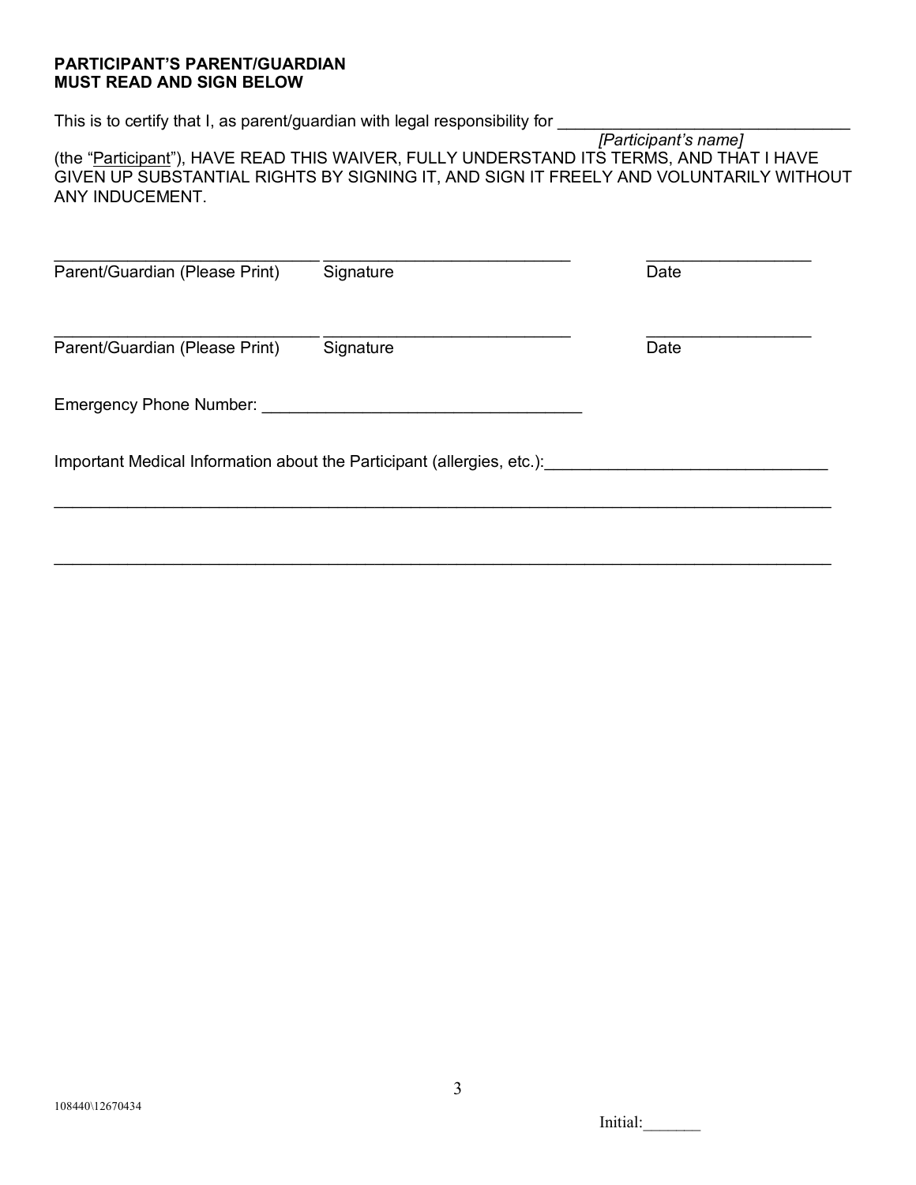**PARTICIPANT'S PARENT/GUARDIAN**
**MUST READ AND SIGN BELOW**

This is to certify that I, as parent/guardian with legal responsibility for ________________________________
*[Participant's name]*
(the "Participant"), HAVE READ THIS WAIVER, FULLY UNDERSTAND ITS TERMS, AND THAT I HAVE GIVEN UP SUBSTANTIAL RIGHTS BY SIGNING IT, AND SIGN IT FREELY AND VOLUNTARILY WITHOUT ANY INDUCEMENT.

| ____________________________ | ____________________________ | __________________ |
|---|---|---|
| Parent/Guardian (Please Print) | Signature | Date |
| ____________________________ | ____________________________ | __________________ |
| Parent/Guardian (Please Print) | Signature | Date |

Emergency Phone Number: ___________________________________

Important Medical Information about the Participant (allergies, etc.):______________________________

_____________________________________________________________________________________

_____________________________________________________________________________________

108440\12670434

Initial:_______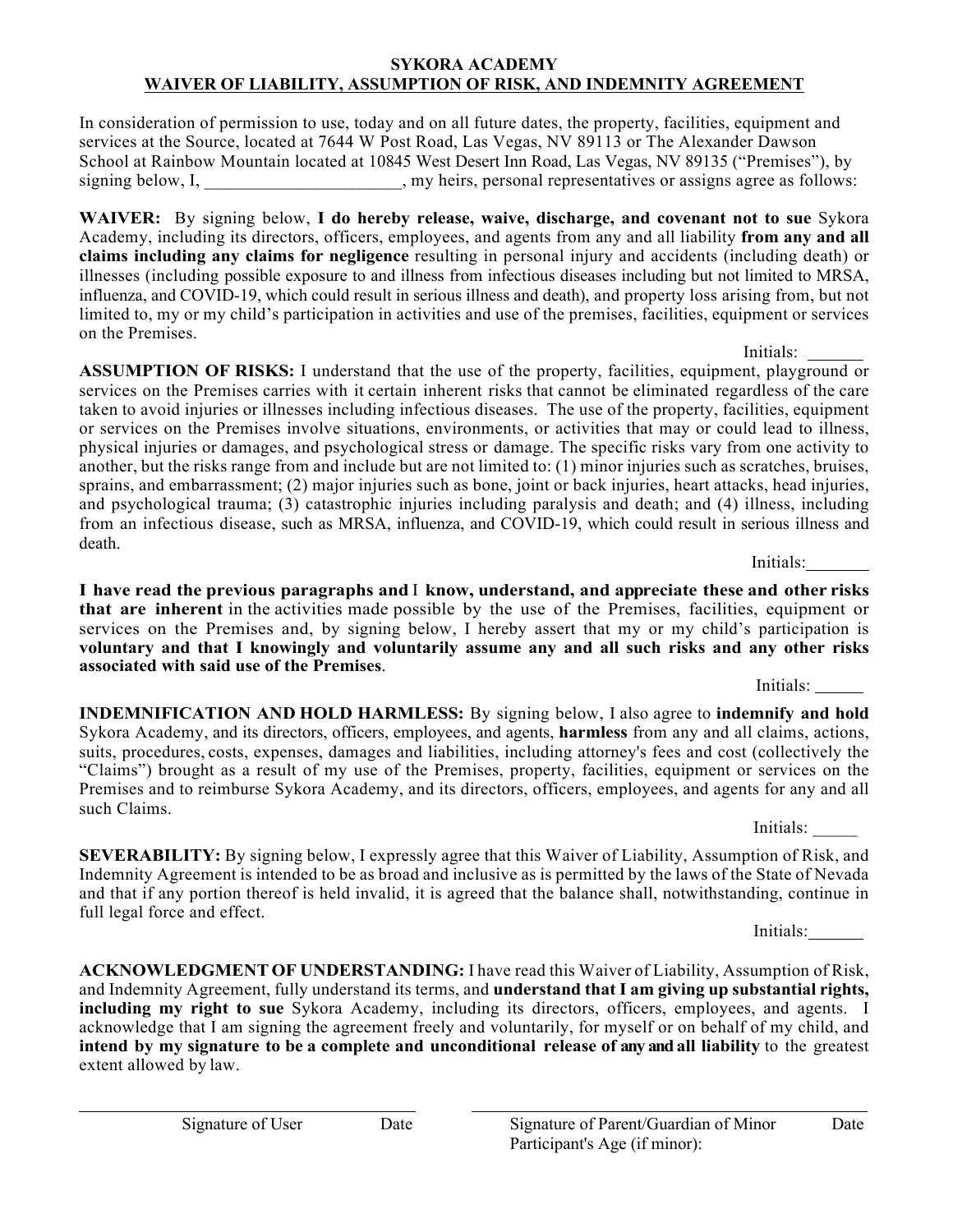**SYKORA ACADEMY**
**WAIVER OF LIABILITY, ASSUMPTION OF RISK, AND INDEMNITY AGREEMENT**

In consideration of permission to use, today and on all future dates, the property, facilities, equipment and services at the Source, located at 7644 W Post Road, Las Vegas, NV 89113 or The Alexander Dawson School at Rainbow Mountain located at 10845 West Desert Inn Road, Las Vegas, NV 89135 ("Premises"), by signing below, I, ______________________, my heirs, personal representatives or assigns agree as follows:

**WAIVER:** By signing below, **I do hereby release, waive, discharge, and covenant not to sue** Sykora Academy, including its directors, officers, employees, and agents from any and all liability **from any and all claims including any claims for negligence** resulting in personal injury and accidents (including death) or illnesses (including possible exposure to and illness from infectious diseases including but not limited to MRSA, influenza, and COVID-19, which could result in serious illness and death), and property loss arising from, but not limited to, my or my child's participation in activities and use of the premises, facilities, equipment or services on the Premises.

Initials: ______

**ASSUMPTION OF RISKS:** I understand that the use of the property, facilities, equipment, playground or services on the Premises carries with it certain inherent risks that cannot be eliminated regardless of the care taken to avoid injuries or illnesses including infectious diseases. The use of the property, facilities, equipment or services on the Premises involve situations, environments, or activities that may or could lead to illness, physical injuries or damages, and psychological stress or damage. The specific risks vary from one activity to another, but the risks range from and include but are not limited to: (1) minor injuries such as scratches, bruises, sprains, and embarrassment; (2) major injuries such as bone, joint or back injuries, heart attacks, head injuries, and psychological trauma; (3) catastrophic injuries including paralysis and death; and (4) illness, including from an infectious disease, such as MRSA, influenza, and COVID-19, which could result in serious illness and death.

Initials: ______

**I have read the previous paragraphs and** I **know, understand, and appreciate these and other risks that are inherent** in the activities made possible by the use of the Premises, facilities, equipment or services on the Premises and, by signing below, I hereby assert that my or my child's participation is **voluntary and that I knowingly and voluntarily assume any and all such risks and any other risks associated with said use of the Premises**.

Initials: ______

**INDEMNIFICATION AND HOLD HARMLESS:** By signing below, I also agree to **indemnify and hold** Sykora Academy, and its directors, officers, employees, and agents, **harmless** from any and all claims, actions, suits, procedures, costs, expenses, damages and liabilities, including attorney's fees and cost (collectively the "Claims") brought as a result of my use of the Premises, property, facilities, equipment or services on the Premises and to reimburse Sykora Academy, and its directors, officers, employees, and agents for any and all such Claims.

Initials: _____

**SEVERABILITY:** By signing below, I expressly agree that this Waiver of Liability, Assumption of Risk, and Indemnity Agreement is intended to be as broad and inclusive as is permitted by the laws of the State of Nevada and that if any portion thereof is held invalid, it is agreed that the balance shall, notwithstanding, continue in full legal force and effect.

Initials: ______

**ACKNOWLEDGMENT OF UNDERSTANDING:** I have read this Waiver of Liability, Assumption of Risk, and Indemnity Agreement, fully understand its terms, and **understand that I am giving up substantial rights, including my right to sue** Sykora Academy, including its directors, officers, employees, and agents. I acknowledge that I am signing the agreement freely and voluntarily, for myself or on behalf of my child, and **intend by my signature to be a complete and unconditional release of any and all liability** to the greatest extent allowed by law.

______________________________ Signature of User Date

______________________________ Signature of Parent/Guardian of Minor Date

Participant's Age (if minor):